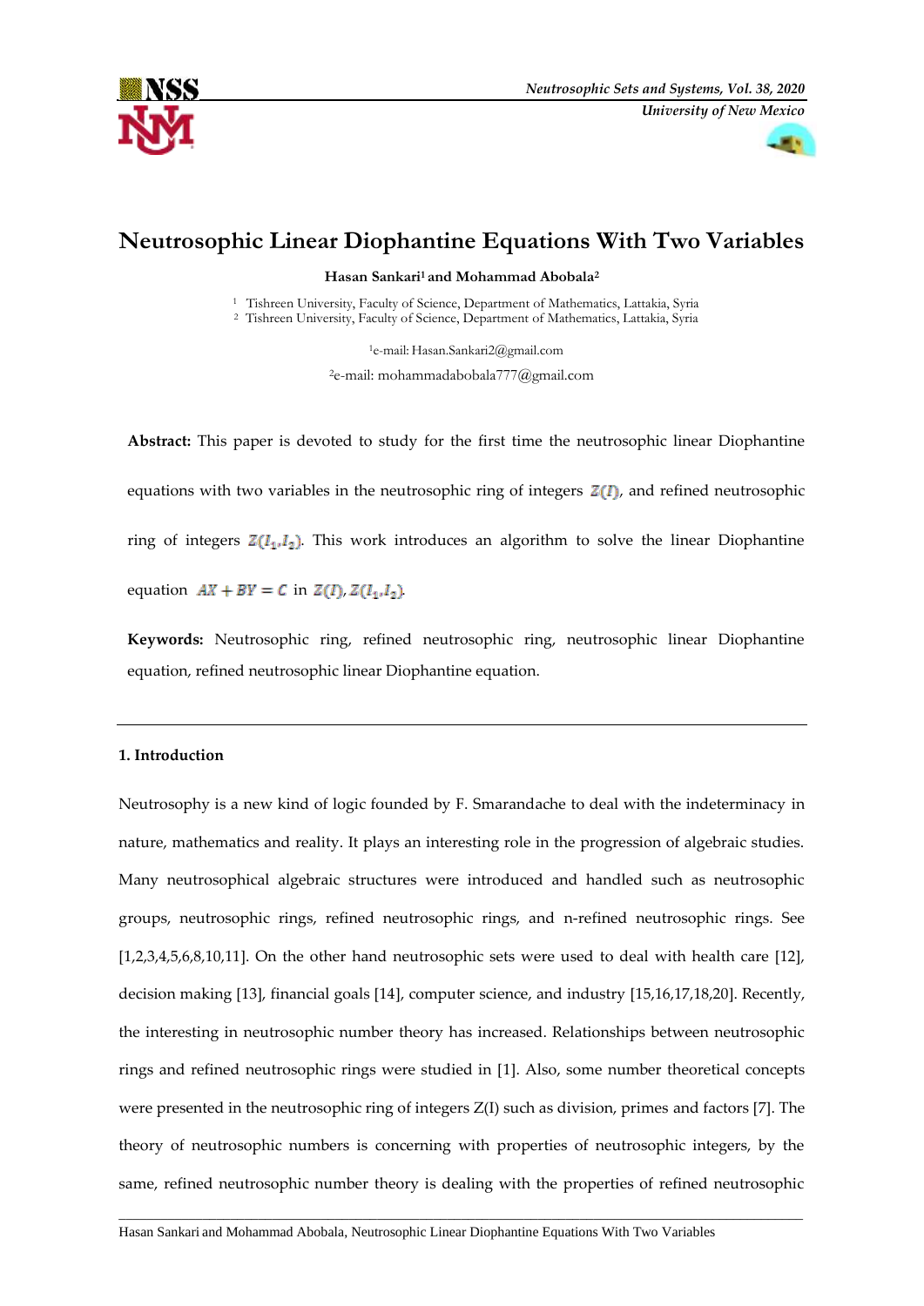# Neutrosophic Linear Diophantine Equations With Two Variables

**Hasan Sankari[1] and Mohammad Abobala[2]**

[1] Tishreen University, Faculty of Science, Department of Mathematics, Lattakia, Syria
[2] Tishreen University, Faculty of Science, Department of Mathematics, Lattakia, Syria

[1]e-mail: Hasan.Sankari2@gmail.com

[2]e-mail: mohammadabobala777@gmail.com

**Abstract:** This paper is devoted to study for the first time the neutrosophic linear Diophantine equations with two variables in the neutrosophic ring of integers $Z(I)$, and refined neutrosophic ring of integers $Z(I_1, I_2)$. This work introduces an algorithm to solve the linear Diophantine equation $AX + BY = C$ in $Z(I)$, $Z(I_1, I_2)$.

**Keywords:** Neutrosophic ring, refined neutrosophic ring, neutrosophic linear Diophantine equation, refined neutrosophic linear Diophantine equation.

## 1. Introduction

Neutrosophy is a new kind of logic founded by F. Smarandache to deal with the indeterminacy in nature, mathematics and reality. It plays an interesting role in the progression of algebraic studies. Many neutrosophical algebraic structures were introduced and handled such as neutrosophic groups, neutrosophic rings, refined neutrosophic rings, and n-refined neutrosophic rings. See [1,2,3,4,5,6,8,10,11]. On the other hand neutrosophic sets were used to deal with health care [12], decision making [13], financial goals [14], computer science, and industry [15,16,17,18,20]. Recently, the interesting in neutrosophic number theory has increased. Relationships between neutrosophic rings and refined neutrosophic rings were studied in [1]. Also, some number theoretical concepts were presented in the neutrosophic ring of integers Z(I) such as division, primes and factors [7]. The theory of neutrosophic numbers is concerning with properties of neutrosophic integers, by the same, refined neutrosophic number theory is dealing with the properties of refined neutrosophic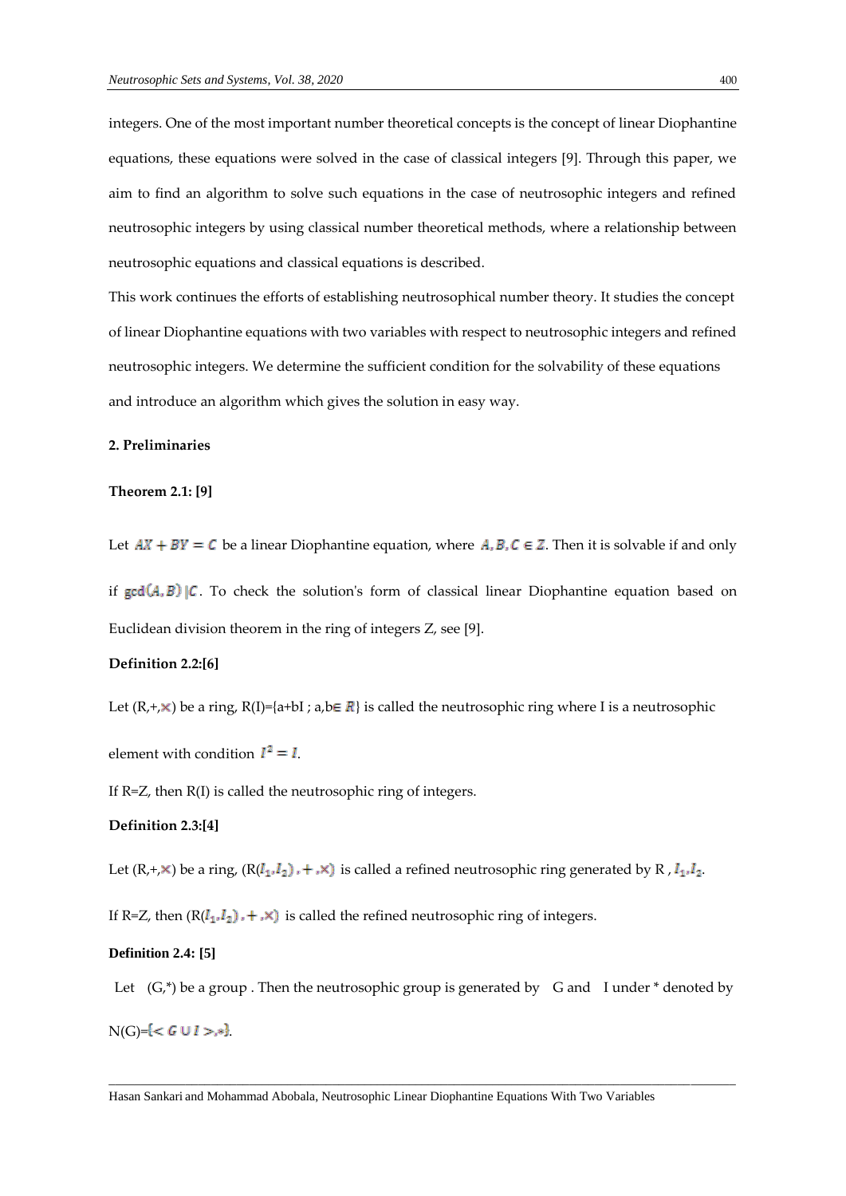integers. One of the most important number theoretical concepts is the concept of linear Diophantine equations, these equations were solved in the case of classical integers [9]. Through this paper, we aim to find an algorithm to solve such equations in the case of neutrosophic integers and refined neutrosophic integers by using classical number theoretical methods, where a relationship between neutrosophic equations and classical equations is described.

This work continues the efforts of establishing neutrosophical number theory. It studies the concept of linear Diophantine equations with two variables with respect to neutrosophic integers and refined neutrosophic integers. We determine the sufficient condition for the solvability of these equations and introduce an algorithm which gives the solution in easy way.

## 2. Preliminaries

**Theorem 2.1: [9]**

Let $AX + BY = C$ be a linear Diophantine equation, where $A, B, C \in Z$. Then it is solvable if and only if $\gcd(A, B) | C$. To check the solution's form of classical linear Diophantine equation based on Euclidean division theorem in the ring of integers Z, see [9].

**Definition 2.2:[6]**

Let (R,+,$\times$) be a ring, R(I)={a+bI ; a,b$\in R$} is called the neutrosophic ring where I is a neutrosophic element with condition $I^2 = I$.

If R=Z, then R(I) is called the neutrosophic ring of integers.

**Definition 2.3:[4]**

Let (R,+,$\times$) be a ring, (R($I_1$,$I_2$) , + ,$\times$) is called a refined neutrosophic ring generated by R , $I_1$,$I_2$.

If R=Z, then (R($I_1$,$I_2$) , + ,$\times$) is called the refined neutrosophic ring of integers.

**Definition 2.4: [5]**

Let (G,*) be a group . Then the neutrosophic group is generated by G and I under * denoted by N(G)=$\{< G \cup I >, *\}$.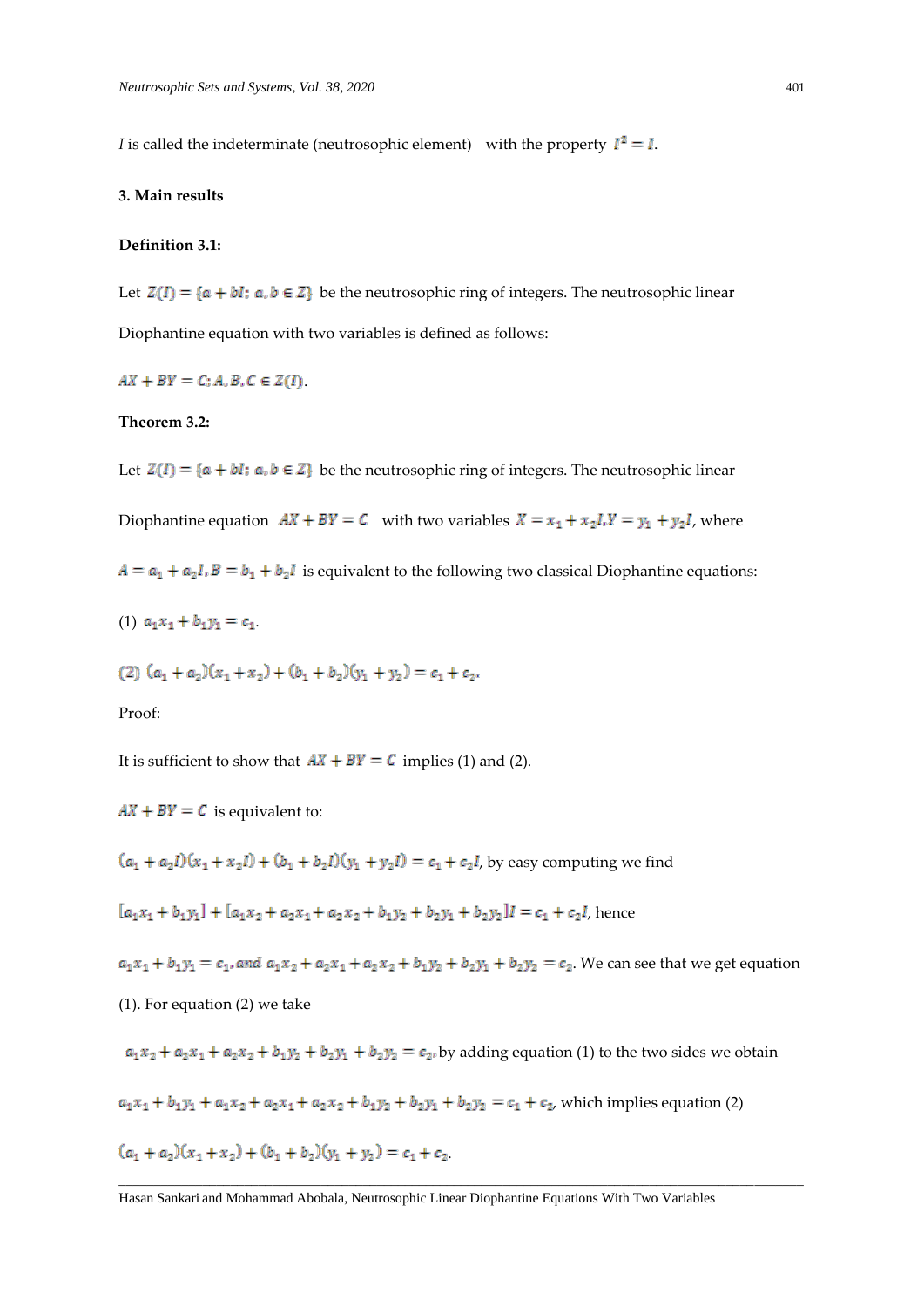$I$ is called the indeterminate (neutrosophic element) with the property $I^2 = I$.

## 3. Main results

**Definition 3.1:**

Let $Z(I) = \{a + bI;\ a, b \in Z\}$ be the neutrosophic ring of integers. The neutrosophic linear Diophantine equation with two variables is defined as follows:

$AX + BY = C;\ A, B, C \in Z(I)$.

**Theorem 3.2:**

Let $Z(I) = \{a + bI;\ a, b \in Z\}$ be the neutrosophic ring of integers. The neutrosophic linear Diophantine equation $AX + BY = C$ with two variables $X = x_1 + x_2 I, Y = y_1 + y_2 I$, where $A = a_1 + a_2 I, B = b_1 + b_2 I$ is equivalent to the following two classical Diophantine equations:

(1) $a_1 x_1 + b_1 y_1 = c_1$.

(2) $(a_1 + a_2)(x_1 + x_2) + (b_1 + b_2)(y_1 + y_2) = c_1 + c_2$.

Proof:

It is sufficient to show that $AX + BY = C$ implies (1) and (2).

$AX + BY = C$ is equivalent to:

$(a_1 + a_2 I)(x_1 + x_2 I) + (b_1 + b_2 I)(y_1 + y_2 I) = c_1 + c_2 I$, by easy computing we find

$[a_1 x_1 + b_1 y_1] + [a_1 x_2 + a_2 x_1 + a_2 x_2 + b_1 y_2 + b_2 y_1 + b_2 y_2]I = c_1 + c_2 I$, hence

$a_1 x_1 + b_1 y_1 = c_1, and\ a_1 x_2 + a_2 x_1 + a_2 x_2 + b_1 y_2 + b_2 y_1 + b_2 y_2 = c_2$. We can see that we get equation (1). For equation (2) we take

$a_1 x_2 + a_2 x_1 + a_2 x_2 + b_1 y_2 + b_2 y_1 + b_2 y_2 = c_2$, by adding equation (1) to the two sides we obtain

$a_1 x_1 + b_1 y_1 + a_1 x_2 + a_2 x_1 + a_2 x_2 + b_1 y_2 + b_2 y_1 + b_2 y_2 = c_1 + c_2$, which implies equation (2)

$(a_1 + a_2)(x_1 + x_2) + (b_1 + b_2)(y_1 + y_2) = c_1 + c_2$.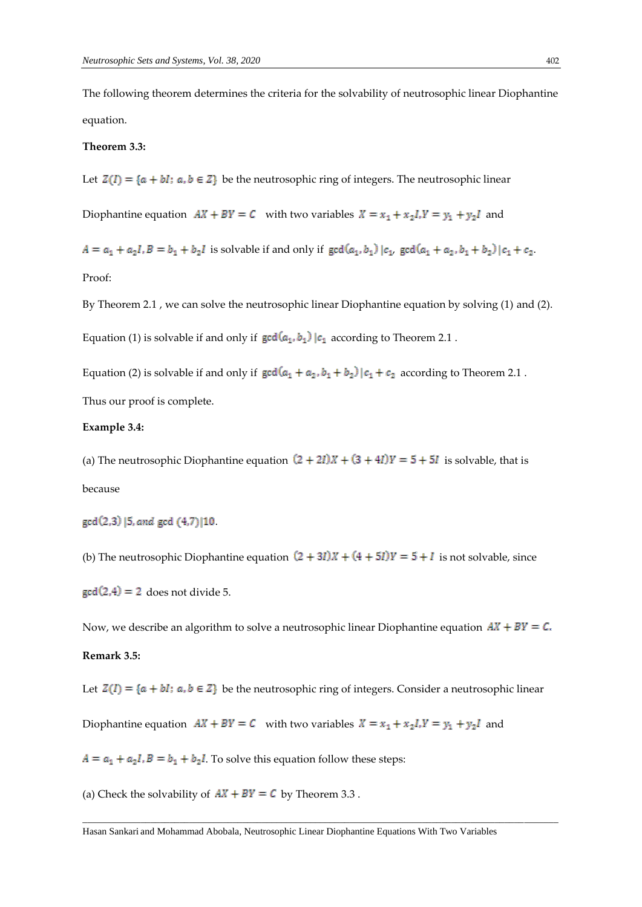The following theorem determines the criteria for the solvability of neutrosophic linear Diophantine equation.

**Theorem 3.3:**

Let $Z(I) = \{a + bI;\ a, b \in Z\}$ be the neutrosophic ring of integers. The neutrosophic linear Diophantine equation $AX + BY = C$ with two variables $X = x_1 + x_2 I, Y = y_1 + y_2 I$ and $A = a_1 + a_2 I, B = b_1 + b_2 I$ is solvable if and only if $\gcd(a_1, b_1) \mid c_1$, $\gcd(a_1 + a_2, b_1 + b_2) \mid c_1 + c_2$.

Proof:

By Theorem 2.1 , we can solve the neutrosophic linear Diophantine equation by solving (1) and (2).

Equation (1) is solvable if and only if $\gcd(a_1, b_1) \mid c_1$ according to Theorem 2.1 .

Equation (2) is solvable if and only if $\gcd(a_1 + a_2, b_1 + b_2) \mid c_1 + c_2$ according to Theorem 2.1 .

Thus our proof is complete.

**Example 3.4:**

(a) The neutrosophic Diophantine equation $(2 + 2I)X + (3 + 4I)Y = 5 + 5I$ is solvable, that is because

$\gcd(2,3) \mid 5, and \gcd(4,7) \mid 10$.

(b) The neutrosophic Diophantine equation $(2 + 3I)X + (4 + 5I)Y = 5 + I$ is not solvable, since $\gcd(2,4) = 2$ does not divide 5.

Now, we describe an algorithm to solve a neutrosophic linear Diophantine equation $AX + BY = C$.

**Remark 3.5:**

Let $Z(I) = \{a + bI;\ a, b \in Z\}$ be the neutrosophic ring of integers. Consider a neutrosophic linear Diophantine equation $AX + BY = C$ with two variables $X = x_1 + x_2 I, Y = y_1 + y_2 I$ and $A = a_1 + a_2 I, B = b_1 + b_2 I$. To solve this equation follow these steps:

(a) Check the solvability of $AX + BY = C$ by Theorem 3.3 .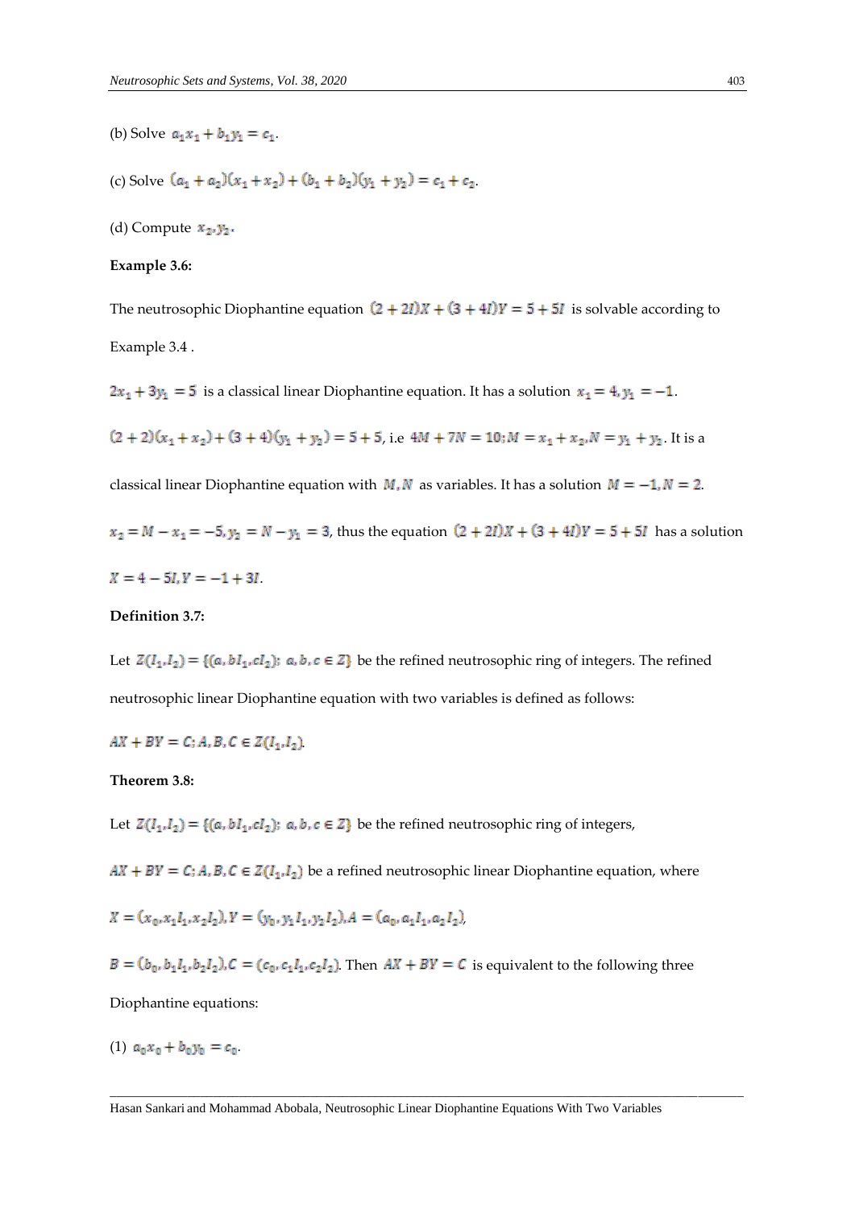(b) Solve $a_1x_1 + b_1y_1 = c_1$.

(c) Solve $(a_1 + a_2)(x_1 + x_2) + (b_1 + b_2)(y_1 + y_2) = c_1 + c_2$.

(d) Compute $x_2, y_2$.

**Example 3.6:**

The neutrosophic Diophantine equation $(2 + 2I)X + (3 + 4I)Y = 5 + 5I$ is solvable according to Example 3.4 .

$2x_1 + 3y_1 = 5$ is a classical linear Diophantine equation. It has a solution $x_1 = 4, y_1 = -1$.

$(2 + 2)(x_1 + x_2) + (3 + 4)(y_1 + y_2) = 5 + 5$, i.e $4M + 7N = 10; M = x_1 + x_2, N = y_1 + y_2$. It is a classical linear Diophantine equation with $M, N$ as variables. It has a solution $M = -1, N = 2$.

$x_2 = M - x_1 = -5, y_2 = N - y_1 = 3$, thus the equation $(2 + 2I)X + (3 + 4I)Y = 5 + 5I$ has a solution $X = 4 - 5I, Y = -1 + 3I$.

**Definition 3.7:**

Let $Z(I_1, I_2) = \{(a, bI_1, cI_2);\ a, b, c \in Z\}$ be the refined neutrosophic ring of integers. The refined neutrosophic linear Diophantine equation with two variables is defined as follows:

$AX + BY = C; A, B, C \in Z(I_1, I_2)$.

**Theorem 3.8:**

Let $Z(I_1, I_2) = \{(a, bI_1, cI_2);\ a, b, c \in Z\}$ be the refined neutrosophic ring of integers,

$AX + BY = C; A, B, C \in Z(I_1, I_2)$ be a refined neutrosophic linear Diophantine equation, where

$X = (x_0, x_1I_1, x_2I_2), Y = (y_0, y_1I_1, y_2I_2), A = (a_0, a_1I_1, a_2I_2)$,

$B = (b_0, b_1I_1, b_2I_2), C = (c_0, c_1I_1, c_2I_2)$. Then $AX + BY = C$ is equivalent to the following three Diophantine equations:

(1) $a_0x_0 + b_0y_0 = c_0$.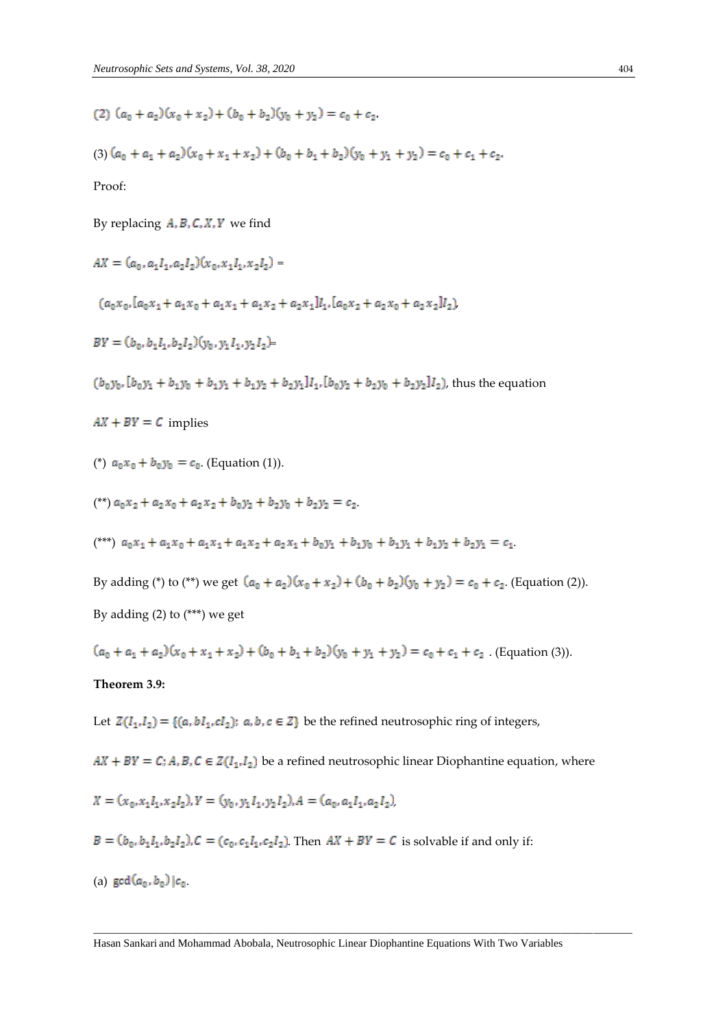(2) $(a_0 + a_2)(x_0 + x_2) + (b_0 + b_2)(y_0 + y_2) = c_0 + c_2$.

(3) $(a_0 + a_1 + a_2)(x_0 + x_1 + x_2) + (b_0 + b_1 + b_2)(y_0 + y_1 + y_2) = c_0 + c_1 + c_2$.

Proof:

By replacing $A, B, C, X, Y$ we find

$AX = (a_0, a_1I_1, a_2I_2)(x_0, x_1I_1, x_2I_2) =$

$(a_0x_0, [a_0x_1 + a_1x_0 + a_1x_1 + a_1x_2 + a_2x_1]I_1, [a_0x_2 + a_2x_0 + a_2x_2]I_2)$,

$BY = (b_0, b_1I_1, b_2I_2)(y_0, y_1I_1, y_2I_2) =$

$(b_0y_0, [b_0y_1 + b_1y_0 + b_1y_1 + b_1y_2 + b_2y_1]I_1, [b_0y_2 + b_2y_0 + b_2y_2]I_2)$, thus the equation

$AX + BY = C$ implies

(*) $a_0x_0 + b_0y_0 = c_0$. (Equation (1)).

(**) $a_0x_2 + a_2x_0 + a_2x_2 + b_0y_2 + b_2y_0 + b_2y_2 = c_2$.

(***) $a_0x_1 + a_1x_0 + a_1x_1 + a_1x_2 + a_2x_1 + b_0y_1 + b_1y_0 + b_1y_1 + b_1y_2 + b_2y_1 = c_1$.

By adding (*) to (**) we get $(a_0 + a_2)(x_0 + x_2) + (b_0 + b_2)(y_0 + y_2) = c_0 + c_2$. (Equation (2)).

By adding (2) to (***) we get

$(a_0 + a_1 + a_2)(x_0 + x_1 + x_2) + (b_0 + b_1 + b_2)(y_0 + y_1 + y_2) = c_0 + c_1 + c_2$ . (Equation (3)).

**Theorem 3.9:**

Let $Z(I_1, I_2) = \{(a, bI_1, cI_2);\ a, b, c \in Z\}$ be the refined neutrosophic ring of integers,

$AX + BY = C; A, B, C \in Z(I_1, I_2)$ be a refined neutrosophic linear Diophantine equation, where

$X = (x_0, x_1I_1, x_2I_2), Y = (y_0, y_1I_1, y_2I_2), A = (a_0, a_1I_1, a_2I_2)$,

$B = (b_0, b_1I_1, b_2I_2), C = (c_0, c_1I_1, c_2I_2)$. Then $AX + BY = C$ is solvable if and only if:

(a) $\gcd(a_0, b_0) \mid c_0$.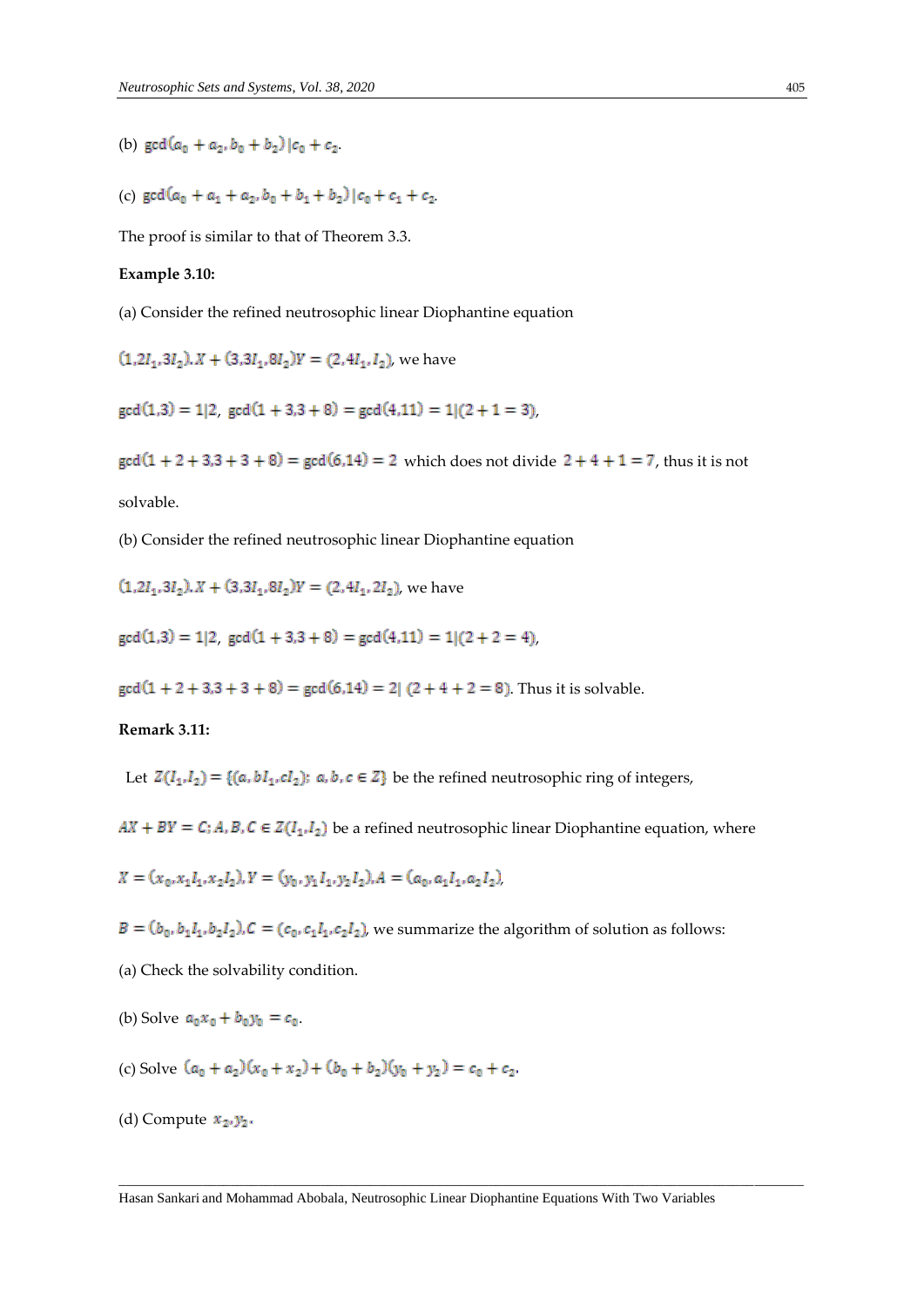(b) $\gcd(a_0 + a_2, b_0 + b_2) | c_0 + c_2$.

(c) $\gcd(a_0 + a_1 + a_2, b_0 + b_1 + b_2) | c_0 + c_1 + c_2$.

The proof is similar to that of Theorem 3.3.

**Example 3.10:**

(a) Consider the refined neutrosophic linear Diophantine equation

$(1,2I_1,3I_2).X + (3,3I_1,8I_2)Y = (2,4I_1,I_2)$, we have

$\gcd(1,3) = 1|2$, $\gcd(1+3,3+8) = \gcd(4,11) = 1|(2+1=3)$,

$\gcd(1+2+3,3+3+8) = \gcd(6,14) = 2$ which does not divide $2+4+1=7$, thus it is not solvable.

(b) Consider the refined neutrosophic linear Diophantine equation

$(1,2I_1,3I_2).X + (3,3I_1,8I_2)Y = (2,4I_1,2I_2)$, we have

$\gcd(1,3) = 1|2$, $\gcd(1+3,3+8) = \gcd(4,11) = 1|(2+2=4)$,

$\gcd(1+2+3,3+3+8) = \gcd(6,14) = 2|\ (2+4+2=8)$. Thus it is solvable.

**Remark 3.11:**

Let $Z(I_1,I_2) = \{(a,bI_1,cI_2);\ a,b,c \in Z\}$ be the refined neutrosophic ring of integers,

$AX + BY = C; A,B,C \in Z(I_1,I_2)$ be a refined neutrosophic linear Diophantine equation, where

$X = (x_0,x_1I_1,x_2I_2), Y = (y_0,y_1I_1,y_2I_2), A = (a_0,a_1I_1,a_2I_2)$,

$B = (b_0,b_1I_1,b_2I_2), C = (c_0,c_1I_1,c_2I_2)$, we summarize the algorithm of solution as follows:

(a) Check the solvability condition.

(b) Solve $a_0x_0 + b_0y_0 = c_0$.

(c) Solve $(a_0 + a_2)(x_0 + x_2) + (b_0 + b_2)(y_0 + y_2) = c_0 + c_2$.

(d) Compute $x_2, y_2$.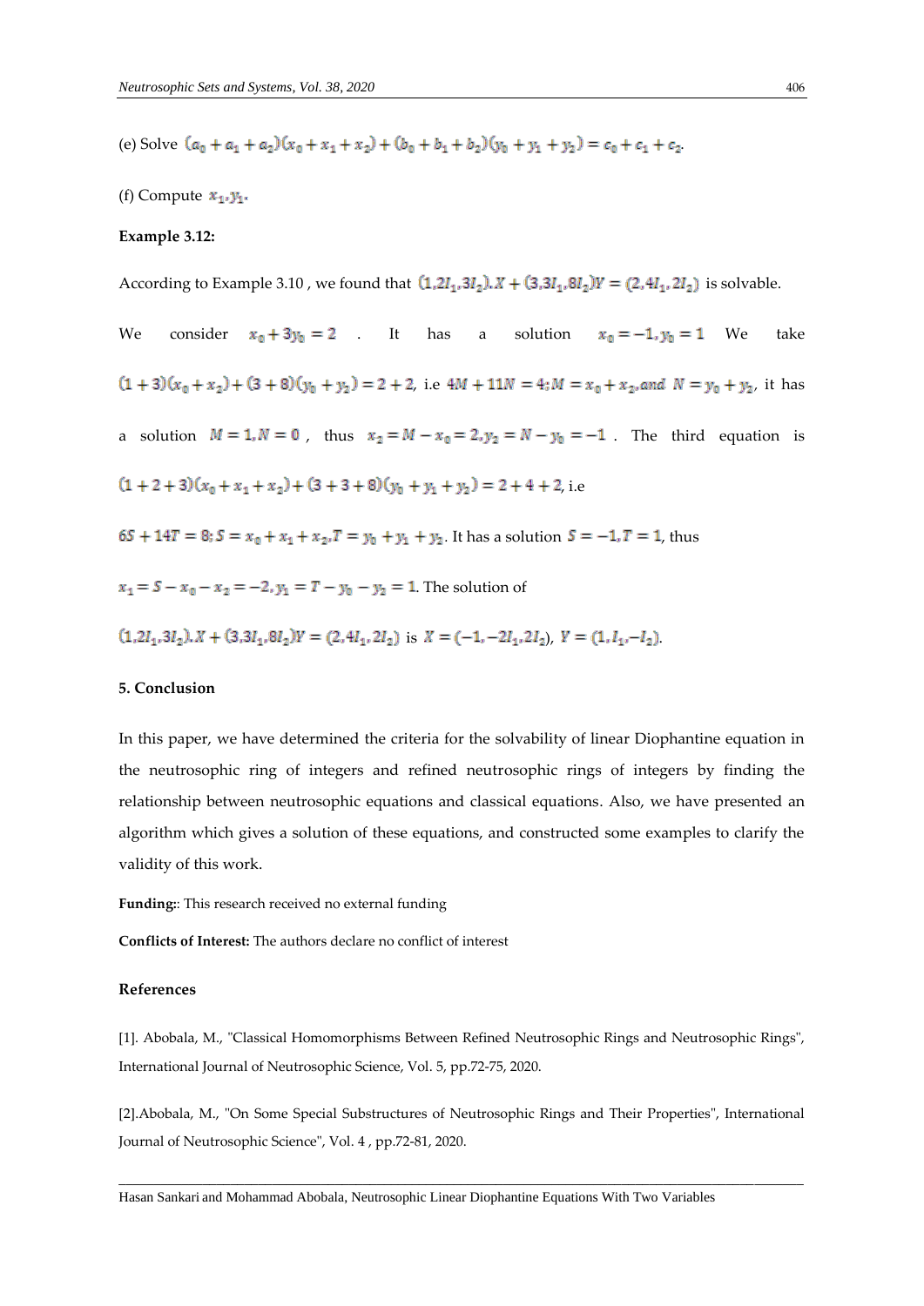(e) Solve $(a_0 + a_1 + a_2)(x_0 + x_1 + x_2) + (b_0 + b_1 + b_2)(y_0 + y_1 + y_2) = c_0 + c_1 + c_2$.

(f) Compute $x_1, y_1$.

**Example 3.12:**

According to Example 3.10 , we found that $(1, 2I_1, 3I_2).X + (3, 3I_1, 8I_2)Y = (2, 4I_1, 2I_2)$ is solvable.

We consider $x_0 + 3y_0 = 2$ . It has a solution $x_0 = -1, y_0 = 1$ We take $(1+3)(x_0 + x_2) + (3+8)(y_0 + y_2) = 2 + 2$, i.e $4M + 11N = 4; M = x_0 + x_2, and\ N = y_0 + y_2$, it has a solution $M = 1, N = 0$ , thus $x_2 = M - x_0 = 2, y_2 = N - y_0 = -1$ . The third equation is $(1+2+3)(x_0 + x_1 + x_2) + (3+3+8)(y_0 + y_1 + y_2) = 2 + 4 + 2$, i.e

$6S + 14T = 8; S = x_0 + x_1 + x_2, T = y_0 + y_1 + y_2$. It has a solution $S = -1, T = 1$, thus

$x_1 = S - x_0 - x_2 = -2, y_1 = T - y_0 - y_2 = 1$. The solution of

$(1, 2I_1, 3I_2).X + (3, 3I_1, 8I_2)Y = (2, 4I_1, 2I_2)$ is $X = (-1, -2I_1, 2I_2)$, $Y = (1, I_1, -I_2)$.

## 5. Conclusion

In this paper, we have determined the criteria for the solvability of linear Diophantine equation in the neutrosophic ring of integers and refined neutrosophic rings of integers by finding the relationship between neutrosophic equations and classical equations. Also, we have presented an algorithm which gives a solution of these equations, and constructed some examples to clarify the validity of this work.

**Funding:**: This research received no external funding

**Conflicts of Interest:** The authors declare no conflict of interest

## References

[1]. Abobala, M., "Classical Homomorphisms Between Refined Neutrosophic Rings and Neutrosophic Rings", International Journal of Neutrosophic Science, Vol. 5, pp.72-75, 2020.

[2].Abobala, M., "On Some Special Substructures of Neutrosophic Rings and Their Properties", International Journal of Neutrosophic Science", Vol. 4 , pp.72-81, 2020.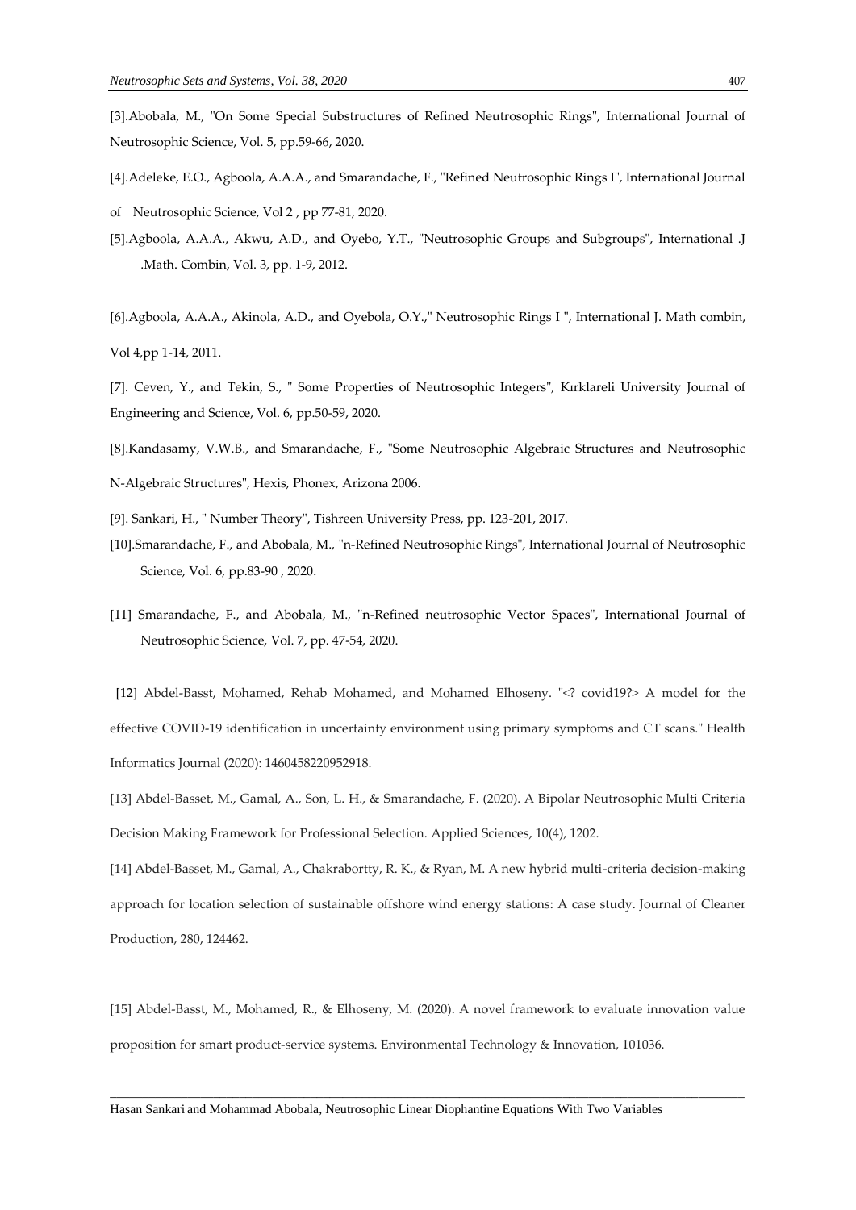[3].Abobala, M., "On Some Special Substructures of Refined Neutrosophic Rings", International Journal of Neutrosophic Science, Vol. 5, pp.59-66, 2020.

[4].Adeleke, E.O., Agboola, A.A.A., and Smarandache, F., "Refined Neutrosophic Rings I", International Journal of Neutrosophic Science, Vol 2 , pp 77-81, 2020.

[5].Agboola, A.A.A., Akwu, A.D., and Oyebo, Y.T., "Neutrosophic Groups and Subgroups", International .J .Math. Combin, Vol. 3, pp. 1-9, 2012.

[6].Agboola, A.A.A., Akinola, A.D., and Oyebola, O.Y.," Neutrosophic Rings I ", International J. Math combin, Vol 4,pp 1-14, 2011.

[7]. Ceven, Y., and Tekin, S., " Some Properties of Neutrosophic Integers", Kırklareli University Journal of Engineering and Science, Vol. 6, pp.50-59, 2020.

[8].Kandasamy, V.W.B., and Smarandache, F., "Some Neutrosophic Algebraic Structures and Neutrosophic N-Algebraic Structures", Hexis, Phonex, Arizona 2006.

[9]. Sankari, H., " Number Theory", Tishreen University Press, pp. 123-201, 2017.

[10].Smarandache, F., and Abobala, M., "n-Refined Neutrosophic Rings", International Journal of Neutrosophic Science, Vol. 6, pp.83-90 , 2020.

[11] Smarandache, F., and Abobala, M., "n-Refined neutrosophic Vector Spaces", International Journal of Neutrosophic Science, Vol. 7, pp. 47-54, 2020.

[12] Abdel-Basst, Mohamed, Rehab Mohamed, and Mohamed Elhoseny. "<? covid19?> A model for the effective COVID-19 identification in uncertainty environment using primary symptoms and CT scans." Health Informatics Journal (2020): 1460458220952918.

[13] Abdel-Basset, M., Gamal, A., Son, L. H., & Smarandache, F. (2020). A Bipolar Neutrosophic Multi Criteria Decision Making Framework for Professional Selection. Applied Sciences, 10(4), 1202.

[14] Abdel-Basset, M., Gamal, A., Chakrabortty, R. K., & Ryan, M. A new hybrid multi-criteria decision-making approach for location selection of sustainable offshore wind energy stations: A case study. Journal of Cleaner Production, 280, 124462.

[15] Abdel-Basst, M., Mohamed, R., & Elhoseny, M. (2020). A novel framework to evaluate innovation value proposition for smart product-service systems. Environmental Technology & Innovation, 101036.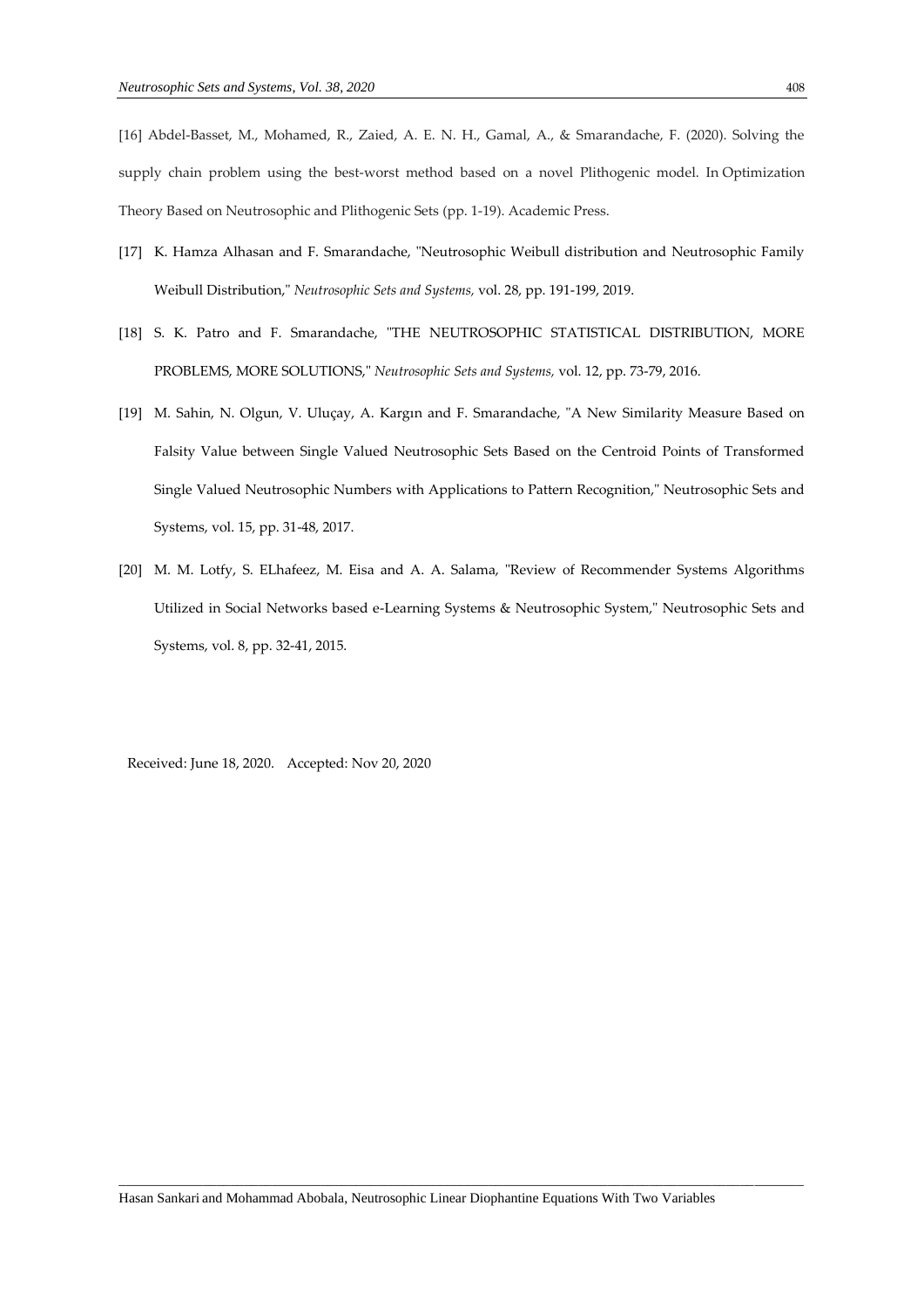[16] Abdel-Basset, M., Mohamed, R., Zaied, A. E. N. H., Gamal, A., & Smarandache, F. (2020). Solving the supply chain problem using the best-worst method based on a novel Plithogenic model. In Optimization Theory Based on Neutrosophic and Plithogenic Sets (pp. 1-19). Academic Press.

[17] K. Hamza Alhasan and F. Smarandache, "Neutrosophic Weibull distribution and Neutrosophic Family Weibull Distribution," *Neutrosophic Sets and Systems,* vol. 28, pp. 191-199, 2019.

[18] S. K. Patro and F. Smarandache, "THE NEUTROSOPHIC STATISTICAL DISTRIBUTION, MORE PROBLEMS, MORE SOLUTIONS," *Neutrosophic Sets and Systems,* vol. 12, pp. 73-79, 2016.

[19] M. Sahin, N. Olgun, V. Uluçay, A. Kargın and F. Smarandache, "A New Similarity Measure Based on Falsity Value between Single Valued Neutrosophic Sets Based on the Centroid Points of Transformed Single Valued Neutrosophic Numbers with Applications to Pattern Recognition," Neutrosophic Sets and Systems, vol. 15, pp. 31-48, 2017.

[20] M. M. Lotfy, S. ELhafeez, M. Eisa and A. A. Salama, "Review of Recommender Systems Algorithms Utilized in Social Networks based e-Learning Systems & Neutrosophic System," Neutrosophic Sets and Systems, vol. 8, pp. 32-41, 2015.

Received: June 18, 2020. Accepted: Nov 20, 2020